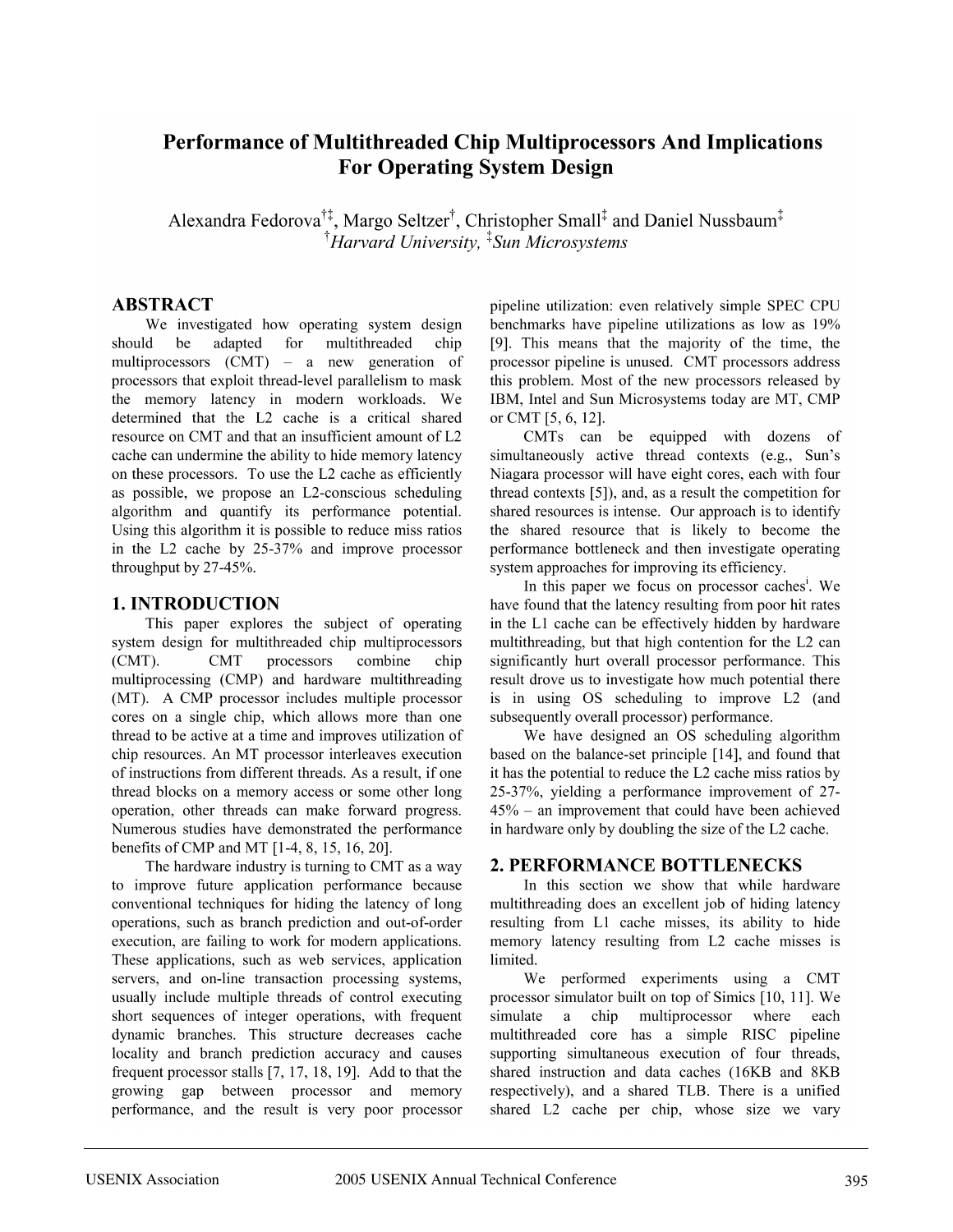# Performance of Multithreaded Chip Multiprocessors And Implications For Operating System Design

Alexandra Fedorova[†‡], Margo Seltzer[†], Christopher Small[‡] and Daniel Nussbaum[‡]
[†]*Harvard University*, [‡]*Sun Microsystems*

## ABSTRACT

We investigated how operating system design should be adapted for multithreaded chip multiprocessors (CMT) – a new generation of processors that exploit thread-level parallelism to mask the memory latency in modern workloads. We determined that the L2 cache is a critical shared resource on CMT and that an insufficient amount of L2 cache can undermine the ability to hide memory latency on these processors. To use the L2 cache as efficiently as possible, we propose an L2-conscious scheduling algorithm and quantify its performance potential. Using this algorithm it is possible to reduce miss ratios in the L2 cache by 25-37% and improve processor throughput by 27-45%.

## 1. INTRODUCTION

This paper explores the subject of operating system design for multithreaded chip multiprocessors (CMT). CMT processors combine chip multiprocessing (CMP) and hardware multithreading (MT). A CMP processor includes multiple processor cores on a single chip, which allows more than one thread to be active at a time and improves utilization of chip resources. An MT processor interleaves execution of instructions from different threads. As a result, if one thread blocks on a memory access or some other long operation, other threads can make forward progress. Numerous studies have demonstrated the performance benefits of CMP and MT [1-4, 8, 15, 16, 20].

The hardware industry is turning to CMT as a way to improve future application performance because conventional techniques for hiding the latency of long operations, such as branch prediction and out-of-order execution, are failing to work for modern applications. These applications, such as web services, application servers, and on-line transaction processing systems, usually include multiple threads of control executing short sequences of integer operations, with frequent dynamic branches. This structure decreases cache locality and branch prediction accuracy and causes frequent processor stalls [7, 17, 18, 19]. Add to that the growing gap between processor and memory performance, and the result is very poor processor pipeline utilization: even relatively simple SPEC CPU benchmarks have pipeline utilizations as low as 19% [9]. This means that the majority of the time, the processor pipeline is unused. CMT processors address this problem. Most of the new processors released by IBM, Intel and Sun Microsystems today are MT, CMP or CMT [5, 6, 12].

CMTs can be equipped with dozens of simultaneously active thread contexts (e.g., Sun's Niagara processor will have eight cores, each with four thread contexts [5]), and, as a result the competition for shared resources is intense. Our approach is to identify the shared resource that is likely to become the performance bottleneck and then investigate operating system approaches for improving its efficiency.

In this paper we focus on processor caches[i]. We have found that the latency resulting from poor hit rates in the L1 cache can be effectively hidden by hardware multithreading, but that high contention for the L2 can significantly hurt overall processor performance. This result drove us to investigate how much potential there is in using OS scheduling to improve L2 (and subsequently overall processor) performance.

We have designed an OS scheduling algorithm based on the balance-set principle [14], and found that it has the potential to reduce the L2 cache miss ratios by 25-37%, yielding a performance improvement of 27-45% – an improvement that could have been achieved in hardware only by doubling the size of the L2 cache.

## 2. PERFORMANCE BOTTLENECKS

In this section we show that while hardware multithreading does an excellent job of hiding latency resulting from L1 cache misses, its ability to hide memory latency resulting from L2 cache misses is limited.

We performed experiments using a CMT processor simulator built on top of Simics [10, 11]. We simulate a chip multiprocessor where each multithreaded core has a simple RISC pipeline supporting simultaneous execution of four threads, shared instruction and data caches (16KB and 8KB respectively), and a shared TLB. There is a unified shared L2 cache per chip, whose size we vary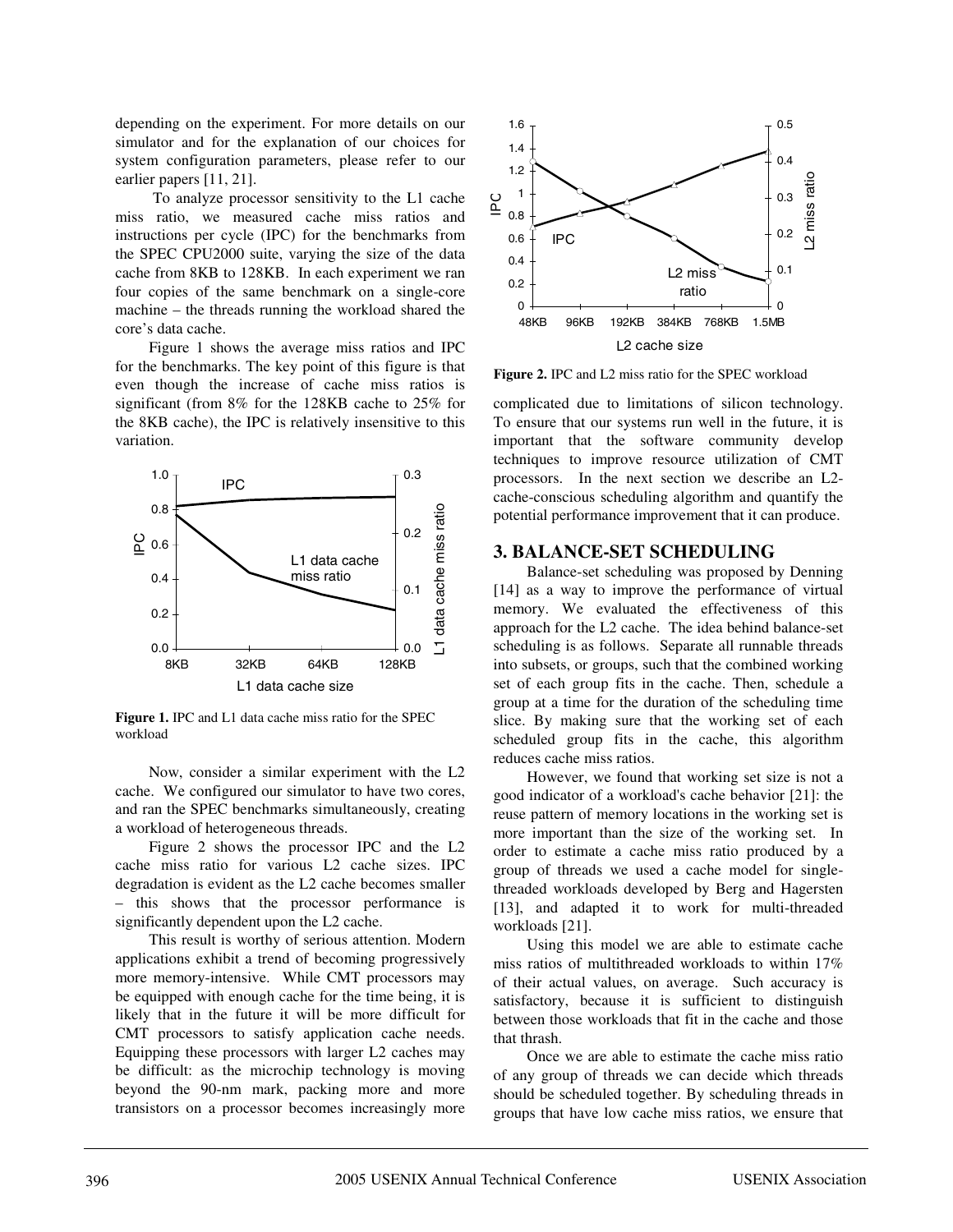depending on the experiment. For more details on our simulator and for the explanation of our choices for system configuration parameters, please refer to our earlier papers [11, 21].

To analyze processor sensitivity to the L1 cache miss ratio, we measured cache miss ratios and instructions per cycle (IPC) for the benchmarks from the SPEC CPU2000 suite, varying the size of the data cache from 8KB to 128KB. In each experiment we ran four copies of the same benchmark on a single-core machine – the threads running the workload shared the core's data cache.

Figure 1 shows the average miss ratios and IPC for the benchmarks. The key point of this figure is that even though the increase of cache miss ratios is significant (from 8% for the 128KB cache to 25% for the 8KB cache), the IPC is relatively insensitive to this variation.

**Figure 1.** IPC and L1 data cache miss ratio for the SPEC workload

Now, consider a similar experiment with the L2 cache. We configured our simulator to have two cores, and ran the SPEC benchmarks simultaneously, creating a workload of heterogeneous threads.

Figure 2 shows the processor IPC and the L2 cache miss ratio for various L2 cache sizes. IPC degradation is evident as the L2 cache becomes smaller – this shows that the processor performance is significantly dependent upon the L2 cache.

This result is worthy of serious attention. Modern applications exhibit a trend of becoming progressively more memory-intensive. While CMT processors may be equipped with enough cache for the time being, it is likely that in the future it will be more difficult for CMT processors to satisfy application cache needs. Equipping these processors with larger L2 caches may be difficult: as the microchip technology is moving beyond the 90-nm mark, packing more and more transistors on a processor becomes increasingly more complicated due to limitations of silicon technology. To ensure that our systems run well in the future, it is important that the software community develop techniques to improve resource utilization of CMT processors. In the next section we describe an L2-cache-conscious scheduling algorithm and quantify the potential performance improvement that it can produce.

**Figure 2.** IPC and L2 miss ratio for the SPEC workload

## 3. BALANCE-SET SCHEDULING

Balance-set scheduling was proposed by Denning [14] as a way to improve the performance of virtual memory. We evaluated the effectiveness of this approach for the L2 cache. The idea behind balance-set scheduling is as follows. Separate all runnable threads into subsets, or groups, such that the combined working set of each group fits in the cache. Then, schedule a group at a time for the duration of the scheduling time slice. By making sure that the working set of each scheduled group fits in the cache, this algorithm reduces cache miss ratios.

However, we found that working set size is not a good indicator of a workload's cache behavior [21]: the reuse pattern of memory locations in the working set is more important than the size of the working set. In order to estimate a cache miss ratio produced by a group of threads we used a cache model for single-threaded workloads developed by Berg and Hagersten [13], and adapted it to work for multi-threaded workloads [21].

Using this model we are able to estimate cache miss ratios of multithreaded workloads to within 17% of their actual values, on average. Such accuracy is satisfactory, because it is sufficient to distinguish between those workloads that fit in the cache and those that thrash.

Once we are able to estimate the cache miss ratio of any group of threads we can decide which threads should be scheduled together. By scheduling threads in groups that have low cache miss ratios, we ensure that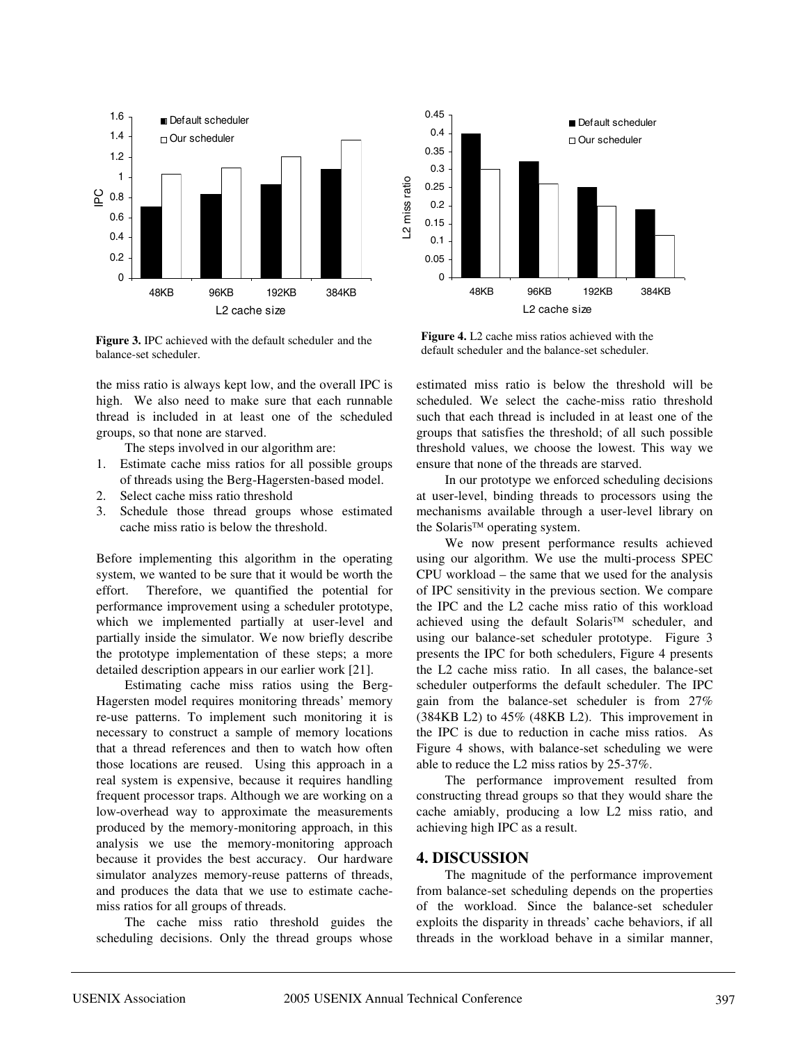Figure 3. IPC achieved with the default scheduler and the balance-set scheduler.

Figure 4. L2 cache miss ratios achieved with the default scheduler and the balance-set scheduler.

the miss ratio is always kept low, and the overall IPC is high. We also need to make sure that each runnable thread is included in at least one of the scheduled groups, so that none are starved.

The steps involved in our algorithm are:

1. Estimate cache miss ratios for all possible groups of threads using the Berg-Hagersten-based model.
2. Select cache miss ratio threshold
3. Schedule those thread groups whose estimated cache miss ratio is below the threshold.

Before implementing this algorithm in the operating system, we wanted to be sure that it would be worth the effort. Therefore, we quantified the potential for performance improvement using a scheduler prototype, which we implemented partially at user-level and partially inside the simulator. We now briefly describe the prototype implementation of these steps; a more detailed description appears in our earlier work [21].

Estimating cache miss ratios using the Berg-Hagersten model requires monitoring threads' memory re-use patterns. To implement such monitoring it is necessary to construct a sample of memory locations that a thread references and then to watch how often those locations are reused. Using this approach in a real system is expensive, because it requires handling frequent processor traps. Although we are working on a low-overhead way to approximate the measurements produced by the memory-monitoring approach, in this analysis we use the memory-monitoring approach because it provides the best accuracy. Our hardware simulator analyzes memory-reuse patterns of threads, and produces the data that we use to estimate cache-miss ratios for all groups of threads.

The cache miss ratio threshold guides the scheduling decisions. Only the thread groups whose estimated miss ratio is below the threshold will be scheduled. We select the cache-miss ratio threshold such that each thread is included in at least one of the groups that satisfies the threshold; of all such possible threshold values, we choose the lowest. This way we ensure that none of the threads are starved.

In our prototype we enforced scheduling decisions at user-level, binding threads to processors using the mechanisms available through a user-level library on the Solaris™ operating system.

We now present performance results achieved using our algorithm. We use the multi-process SPEC CPU workload – the same that we used for the analysis of IPC sensitivity in the previous section. We compare the IPC and the L2 cache miss ratio of this workload achieved using the default Solaris™ scheduler, and using our balance-set scheduler prototype. Figure 3 presents the IPC for both schedulers, Figure 4 presents the L2 cache miss ratio. In all cases, the balance-set scheduler outperforms the default scheduler. The IPC gain from the balance-set scheduler is from 27% (384KB L2) to 45% (48KB L2). This improvement in the IPC is due to reduction in cache miss ratios. As Figure 4 shows, with balance-set scheduling we were able to reduce the L2 miss ratios by 25-37%.

The performance improvement resulted from constructing thread groups so that they would share the cache amiably, producing a low L2 miss ratio, and achieving high IPC as a result.

## 4. DISCUSSION

The magnitude of the performance improvement from balance-set scheduling depends on the properties of the workload. Since the balance-set scheduler exploits the disparity in threads' cache behaviors, if all threads in the workload behave in a similar manner,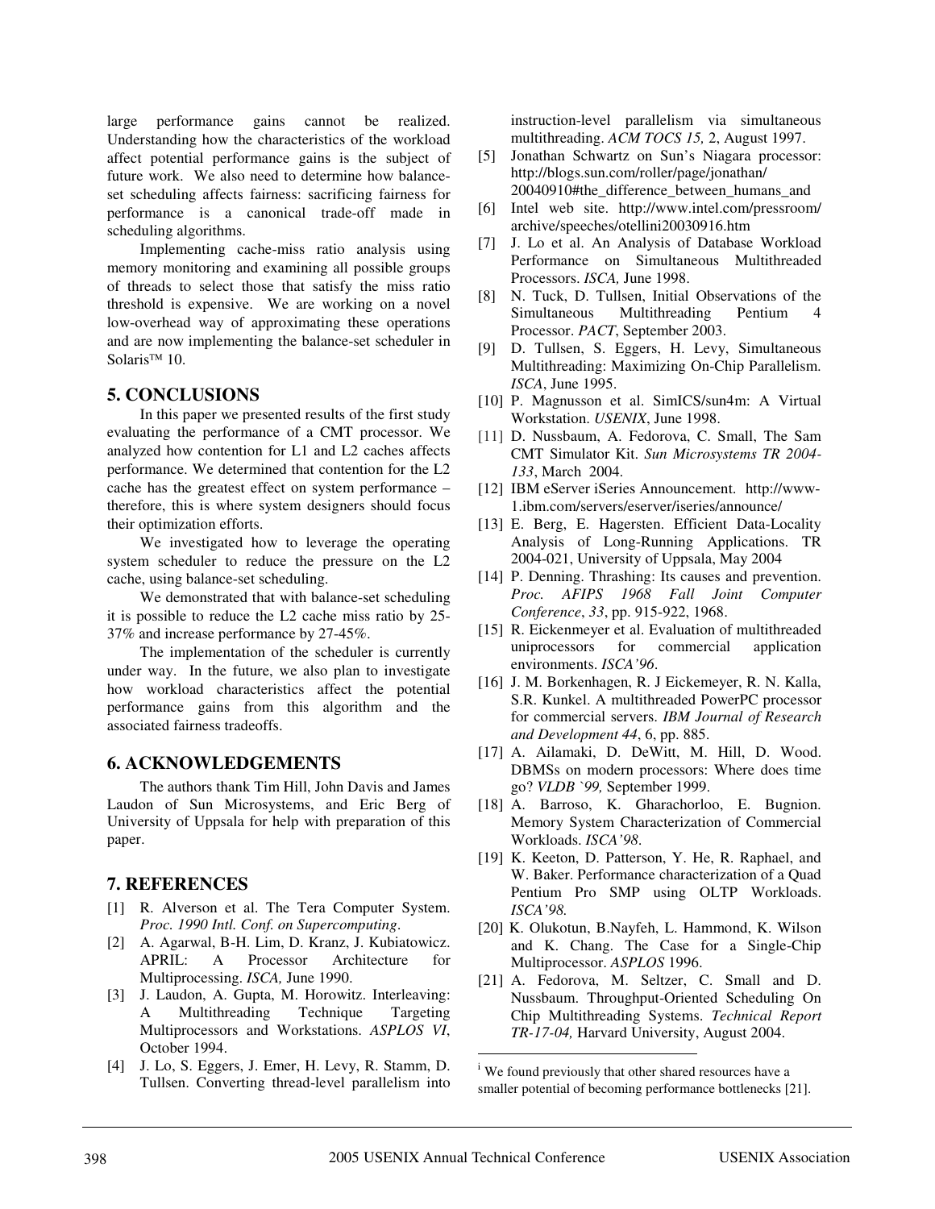large performance gains cannot be realized. Understanding how the characteristics of the workload affect potential performance gains is the subject of future work. We also need to determine how balance-set scheduling affects fairness: sacrificing fairness for performance is a canonical trade-off made in scheduling algorithms.

Implementing cache-miss ratio analysis using memory monitoring and examining all possible groups of threads to select those that satisfy the miss ratio threshold is expensive. We are working on a novel low-overhead way of approximating these operations and are now implementing the balance-set scheduler in Solaris™ 10.

## 5. CONCLUSIONS

In this paper we presented results of the first study evaluating the performance of a CMT processor. We analyzed how contention for L1 and L2 caches affects performance. We determined that contention for the L2 cache has the greatest effect on system performance – therefore, this is where system designers should focus their optimization efforts.

We investigated how to leverage the operating system scheduler to reduce the pressure on the L2 cache, using balance-set scheduling.

We demonstrated that with balance-set scheduling it is possible to reduce the L2 cache miss ratio by 25-37% and increase performance by 27-45%.

The implementation of the scheduler is currently under way. In the future, we also plan to investigate how workload characteristics affect the potential performance gains from this algorithm and the associated fairness tradeoffs.

## 6. ACKNOWLEDGEMENTS

The authors thank Tim Hill, John Davis and James Laudon of Sun Microsystems, and Eric Berg of University of Uppsala for help with preparation of this paper.

## 7. REFERENCES

[1] R. Alverson et al. The Tera Computer System. *Proc. 1990 Intl. Conf. on Supercomputing*.

[2] A. Agarwal, B-H. Lim, D. Kranz, J. Kubiatowicz. APRIL: A Processor Architecture for Multiprocessing. *ISCA,* June 1990.

[3] J. Laudon, A. Gupta, M. Horowitz. Interleaving: A Multithreading Technique Targeting Multiprocessors and Workstations. *ASPLOS VI*, October 1994.

[4] J. Lo, S. Eggers, J. Emer, H. Levy, R. Stamm, D. Tullsen. Converting thread-level parallelism into instruction-level parallelism via simultaneous multithreading. *ACM TOCS 15,* 2, August 1997.

[5] Jonathan Schwartz on Sun's Niagara processor: http://blogs.sun.com/roller/page/jonathan/20040910#the_difference_between_humans_and

[6] Intel web site. http://www.intel.com/pressroom/archive/speeches/otellini20030916.htm

[7] J. Lo et al. An Analysis of Database Workload Performance on Simultaneous Multithreaded Processors. *ISCA,* June 1998.

[8] N. Tuck, D. Tullsen, Initial Observations of the Simultaneous Multithreading Pentium 4 Processor. *PACT*, September 2003.

[9] D. Tullsen, S. Eggers, H. Levy, Simultaneous Multithreading: Maximizing On-Chip Parallelism. *ISCA*, June 1995.

[10] P. Magnusson et al. SimICS/sun4m: A Virtual Workstation. *USENIX*, June 1998.

[11] D. Nussbaum, A. Fedorova, C. Small, The Sam CMT Simulator Kit. *Sun Microsystems TR 2004-133*, March 2004.

[12] IBM eServer iSeries Announcement. http://www-1.ibm.com/servers/eserver/iseries/announce/

[13] E. Berg, E. Hagersten. Efficient Data-Locality Analysis of Long-Running Applications. TR 2004-021, University of Uppsala, May 2004

[14] P. Denning. Thrashing: Its causes and prevention. *Proc. AFIPS 1968 Fall Joint Computer Conference*, *33*, pp. 915-922, 1968.

[15] R. Eickenmeyer et al. Evaluation of multithreaded uniprocessors for commercial application environments. *ISCA'96*.

[16] J. M. Borkenhagen, R. J Eickemeyer, R. N. Kalla, S.R. Kunkel. A multithreaded PowerPC processor for commercial servers. *IBM Journal of Research and Development 44*, 6, pp. 885.

[17] A. Ailamaki, D. DeWitt, M. Hill, D. Wood. DBMSs on modern processors: Where does time go? *VLDB `99,* September 1999.

[18] A. Barroso, K. Gharachorloo, E. Bugnion. Memory System Characterization of Commercial Workloads. *ISCA'98*.

[19] K. Keeton, D. Patterson, Y. He, R. Raphael, and W. Baker. Performance characterization of a Quad Pentium Pro SMP using OLTP Workloads. *ISCA'98.*

[20] K. Olukotun, B.Nayfeh, L. Hammond, K. Wilson and K. Chang. The Case for a Single-Chip Multiprocessor. *ASPLOS* 1996.

[21] A. Fedorova, M. Seltzer, C. Small and D. Nussbaum. Throughput-Oriented Scheduling On Chip Multithreading Systems. *Technical Report TR-17-04,* Harvard University, August 2004.

---

[i] We found previously that other shared resources have a smaller potential of becoming performance bottlenecks [21].